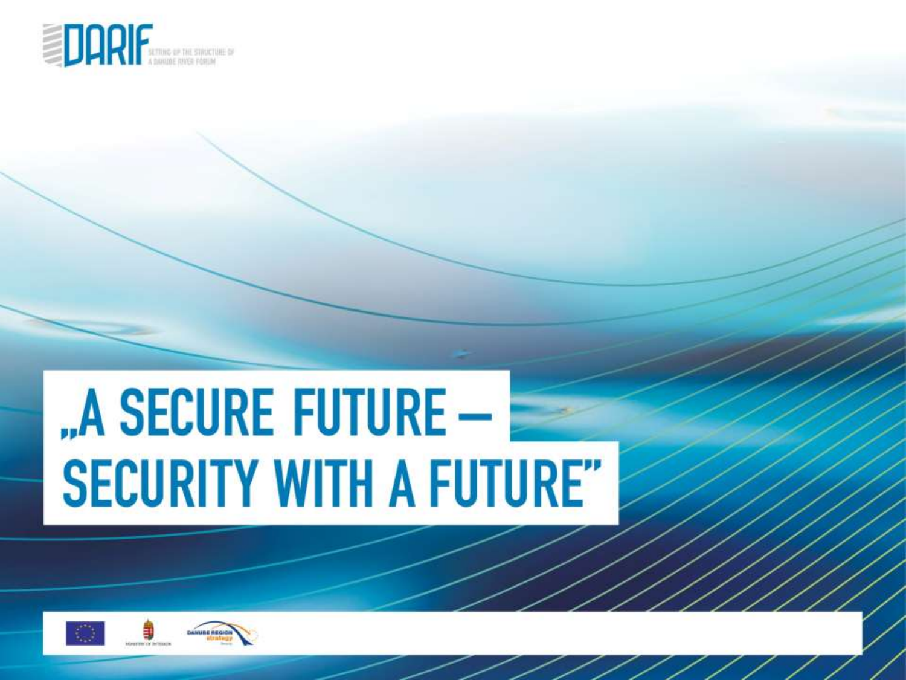DARIF

SETTING UP THE STRUCTURE OF A DANUBE RIVER FORUM

# „A SECURE FUTURE – SECURITY WITH A FUTURE"

MINISTRY OF INTERIOR

DANUBE REGION strategy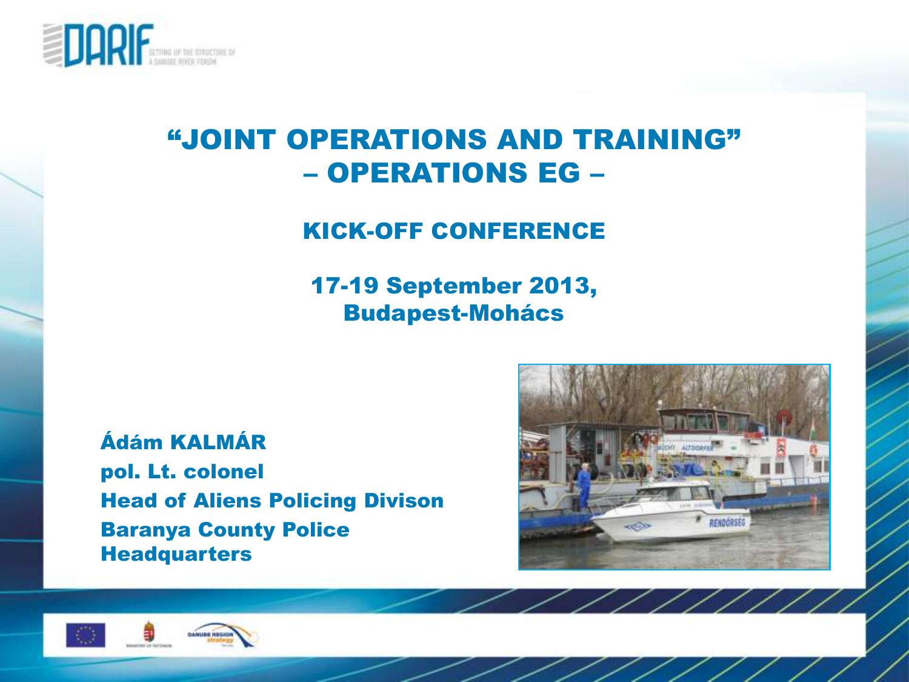# "JOINT OPERATIONS AND TRAINING" – OPERATIONS EG –

## KICK-OFF CONFERENCE

**17-19 September 2013,**
**Budapest-Mohács**

**Ádám KALMÁR**
**pol. Lt. colonel**
**Head of Aliens Policing Divison**
**Baranya County Police Headquarters**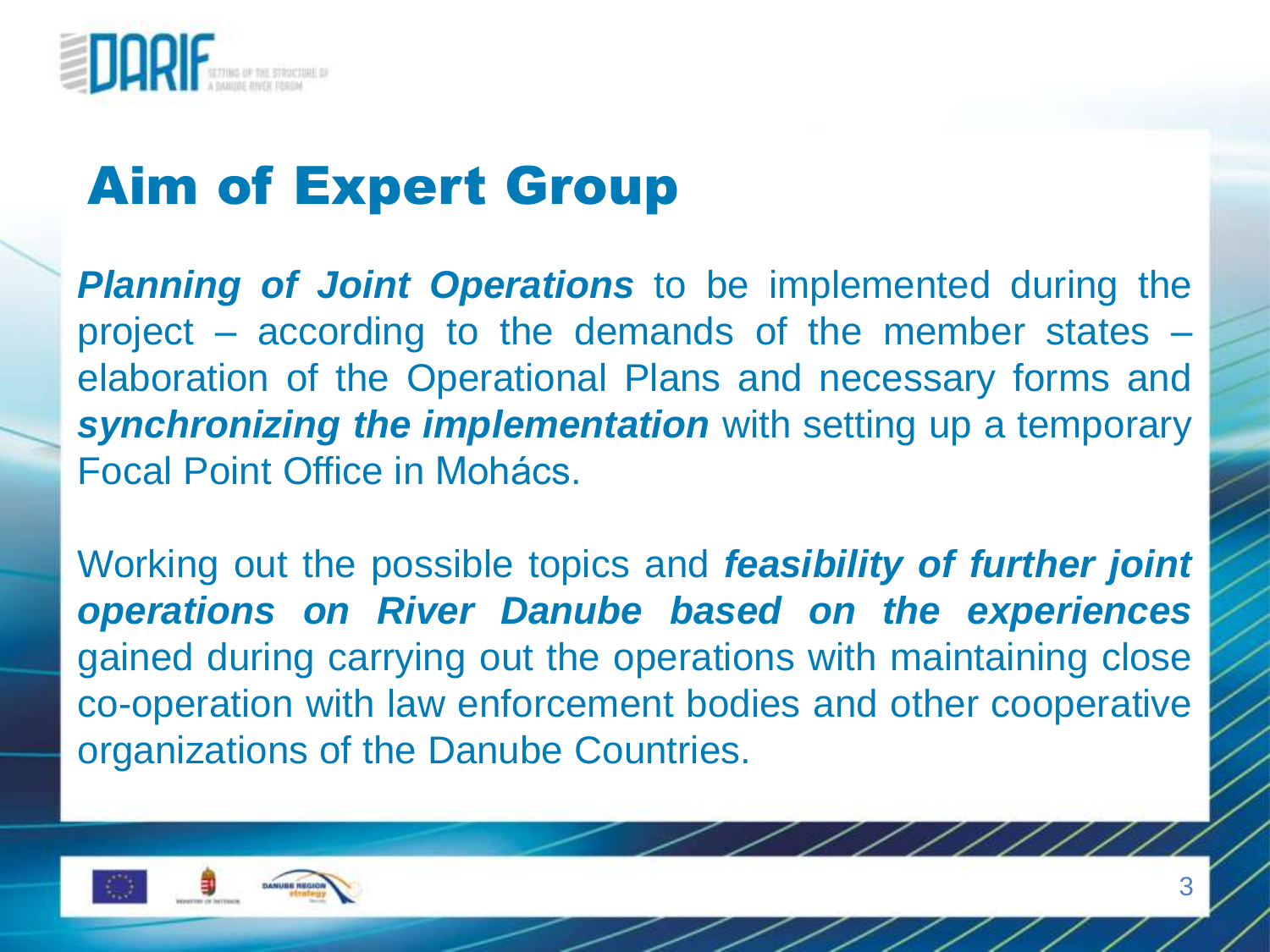# Aim of Expert Group

***Planning of Joint Operations*** to be implemented during the project – according to the demands of the member states – elaboration of the Operational Plans and necessary forms and ***synchronizing the implementation*** with setting up a temporary Focal Point Office in Mohács.

Working out the possible topics and ***feasibility of further joint operations on River Danube based on the experiences*** gained during carrying out the operations with maintaining close co-operation with law enforcement bodies and other cooperative organizations of the Danube Countries.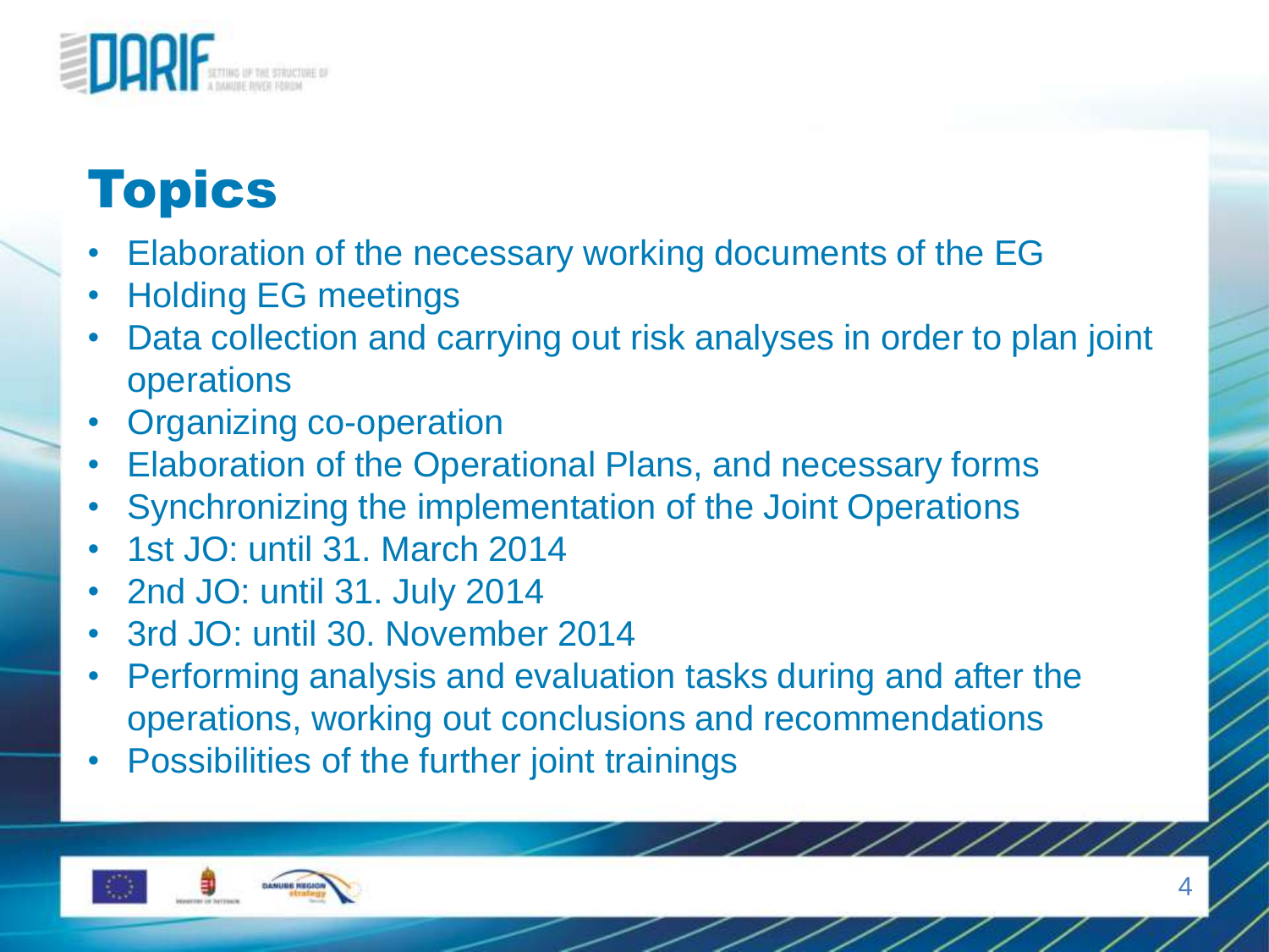# Topics

- Elaboration of the necessary working documents of the EG
- Holding EG meetings
- Data collection and carrying out risk analyses in order to plan joint operations
- Organizing co-operation
- Elaboration of the Operational Plans, and necessary forms
- Synchronizing the implementation of the Joint Operations
- 1st JO: until 31. March 2014
- 2nd JO: until 31. July 2014
- 3rd JO: until 30. November 2014
- Performing analysis and evaluation tasks during and after the operations, working out conclusions and recommendations
- Possibilities of the further joint trainings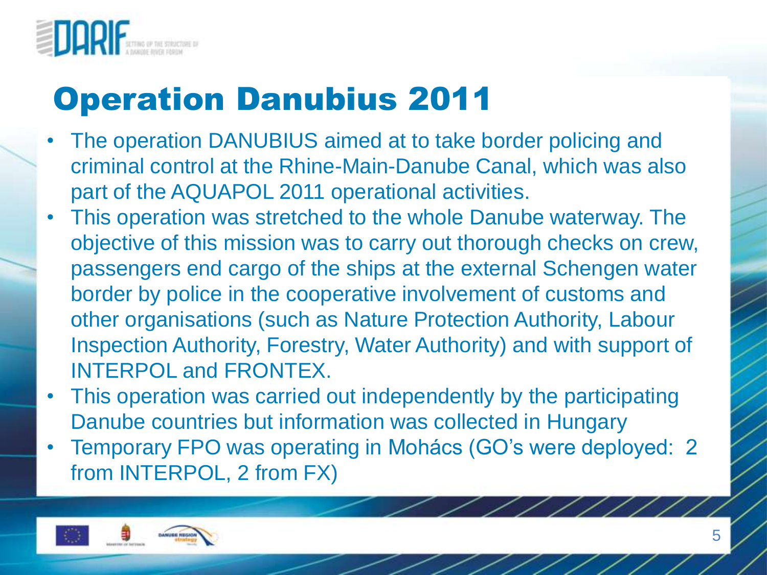# Operation Danubius 2011

- The operation DANUBIUS aimed at to take border policing and criminal control at the Rhine-Main-Danube Canal, which was also part of the AQUAPOL 2011 operational activities.
- This operation was stretched to the whole Danube waterway. The objective of this mission was to carry out thorough checks on crew, passengers end cargo of the ships at the external Schengen water border by police in the cooperative involvement of customs and other organisations (such as Nature Protection Authority, Labour Inspection Authority, Forestry, Water Authority) and with support of INTERPOL and FRONTEX.
- This operation was carried out independently by the participating Danube countries but information was collected in Hungary
- Temporary FPO was operating in Mohács (GO's were deployed: 2 from INTERPOL, 2 from FX)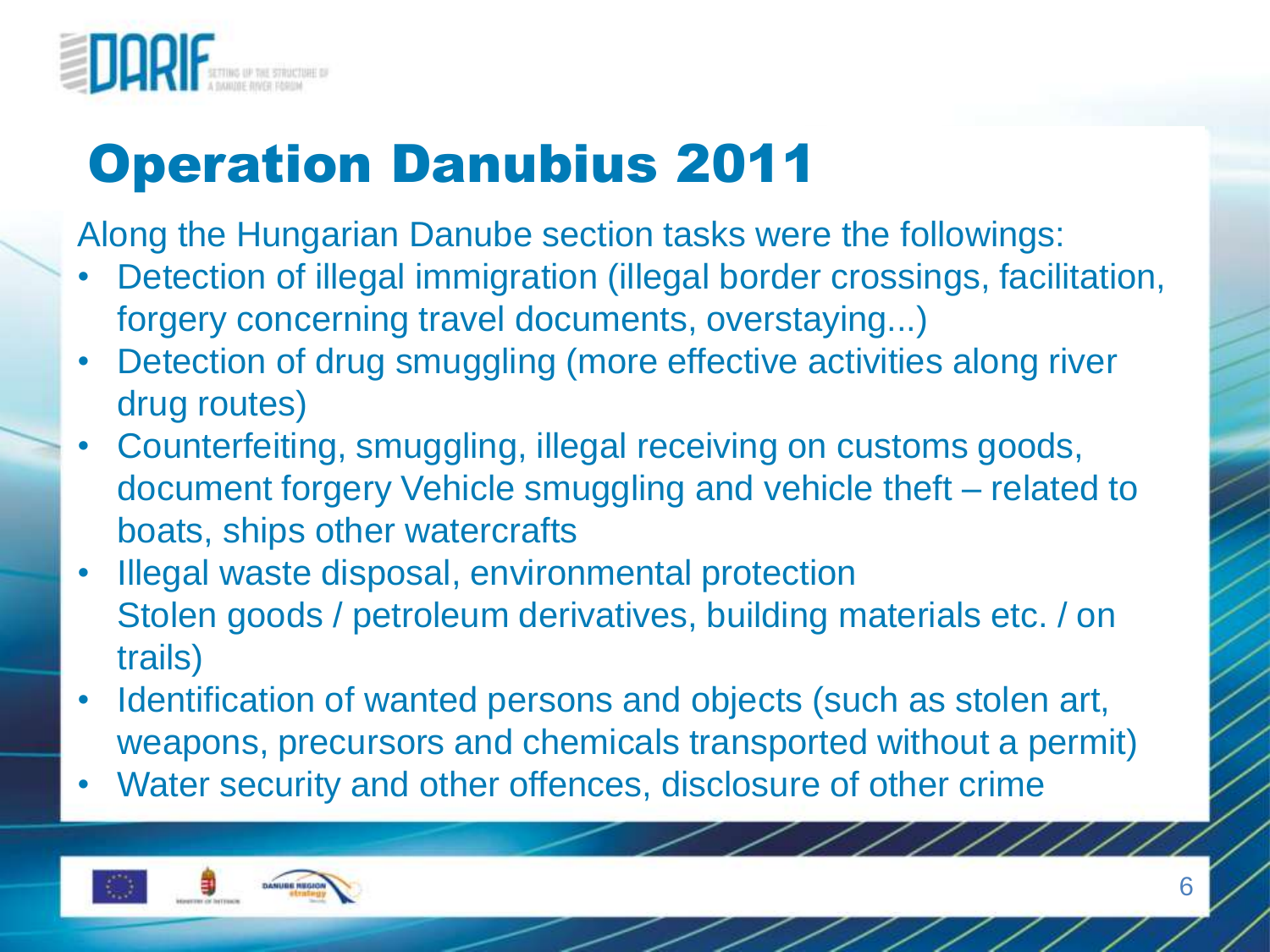# Operation Danubius 2011

Along the Hungarian Danube section tasks were the followings:

- Detection of illegal immigration (illegal border crossings, facilitation, forgery concerning travel documents, overstaying...)
- Detection of drug smuggling (more effective activities along river drug routes)
- Counterfeiting, smuggling, illegal receiving on customs goods, document forgery Vehicle smuggling and vehicle theft – related to boats, ships other watercrafts
- Illegal waste disposal, environmental protection
  Stolen goods / petroleum derivatives, building materials etc. / on trails)
- Identification of wanted persons and objects (such as stolen art, weapons, precursors and chemicals transported without a permit)
- Water security and other offences, disclosure of other crime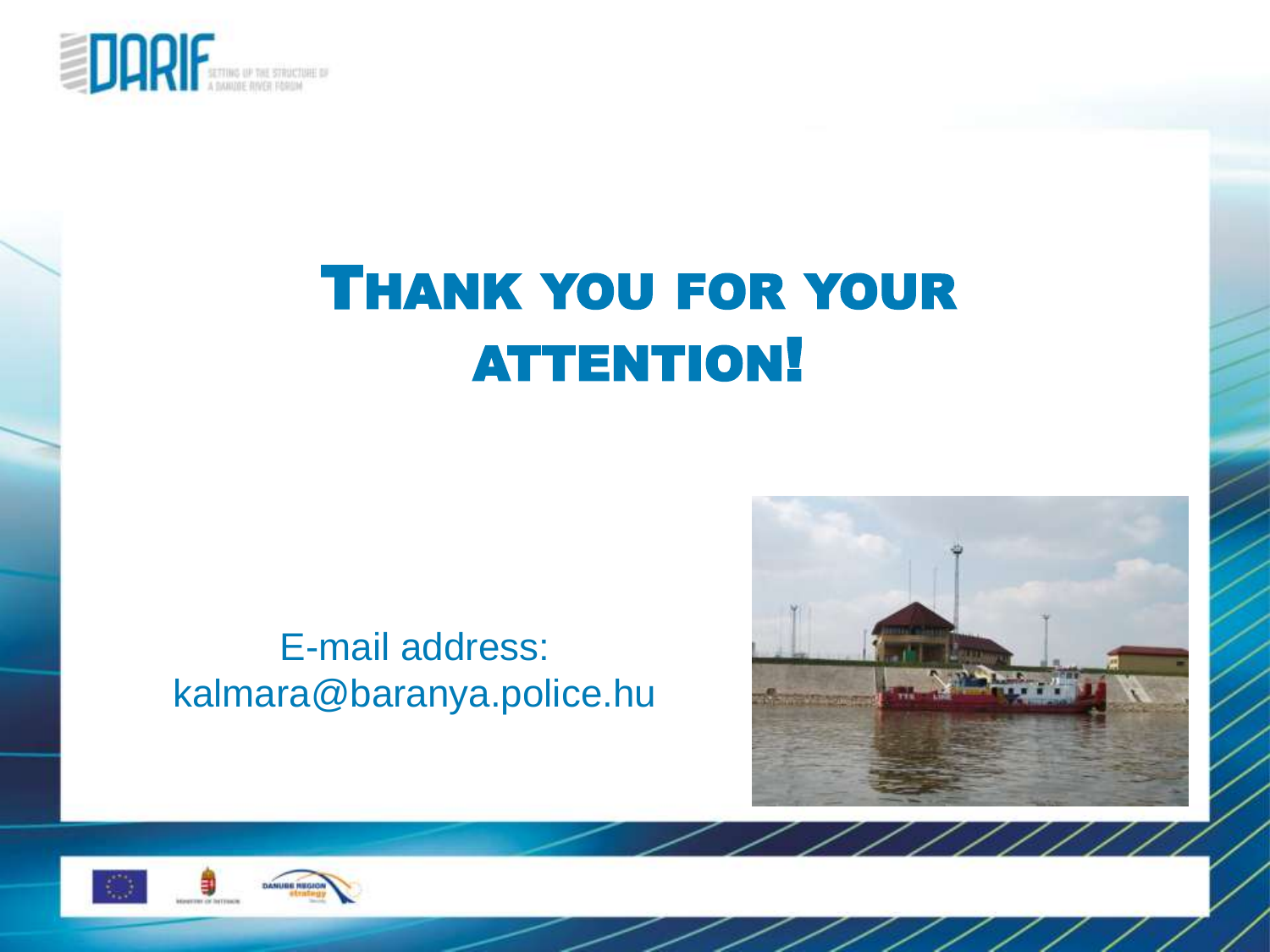# THANK YOU FOR YOUR ATTENTION!

E-mail address:
kalmara@baranya.police.hu